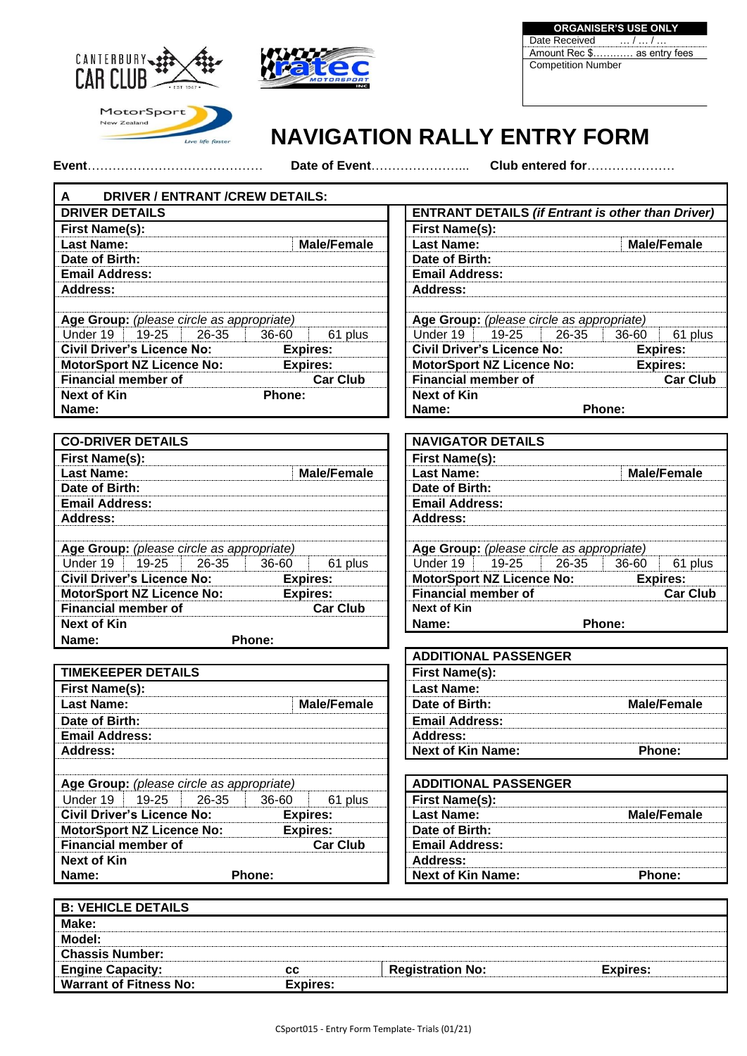| ORGANISER'S USE ONLY |
|---|
| Date Received ... / ... / ... |
| Amount Rec $............ as entry fees |
| Competition Number |

# NAVIGATION RALLY ENTRY FORM

**Event**.......................................... **Date of Event**........................ **Club entered for**.....................

## A DRIVER / ENTRANT /CREW DETAILS:

| DRIVER DETAILS | | | | |
|---|---|---|---|---|
| **First Name(s):** | | | | |
| **Last Name:** | | | | **Male/Female** |
| **Date of Birth:** | | | | |
| **Email Address:** | | | | |
| **Address:** | | | | |
| | | | | |
| **Age Group:** *(please circle as appropriate)* | | | | |
| Under 19 | 19-25 | 26-35 | 36-60 | 61 plus |
| **Civil Driver's Licence No:** | | | **Expires:** | |
| **MotorSport NZ Licence No:** | | | **Expires:** | |
| **Financial member of** | | | | **Car Club** |
| **Next of Kin Name:** | | | **Phone:** | |

| ENTRANT DETAILS *(if Entrant is other than Driver)* | | | | |
|---|---|---|---|---|
| **First Name(s):** | | | | |
| **Last Name:** | | | | **Male/Female** |
| **Date of Birth:** | | | | |
| **Email Address:** | | | | |
| **Address:** | | | | |
| | | | | |
| **Age Group:** *(please circle as appropriate)* | | | | |
| Under 19 | 19-25 | 26-35 | 36-60 | 61 plus |
| **Civil Driver's Licence No:** | | | **Expires:** | |
| **MotorSport NZ Licence No:** | | | **Expires:** | |
| **Financial member of** | | | | **Car Club** |
| **Next of Kin Name:** | | | **Phone:** | |

| CO-DRIVER DETAILS | | | | |
|---|---|---|---|---|
| **First Name(s):** | | | | |
| **Last Name:** | | | | **Male/Female** |
| **Date of Birth:** | | | | |
| **Email Address:** | | | | |
| **Address:** | | | | |
| | | | | |
| **Age Group:** *(please circle as appropriate)* | | | | |
| Under 19 | 19-25 | 26-35 | 36-60 | 61 plus |
| **Civil Driver's Licence No:** | | | **Expires:** | |
| **MotorSport NZ Licence No:** | | | **Expires:** | |
| **Financial member of** | | | | **Car Club** |
| **Next of Kin Name:** | | | **Phone:** | |

| NAVIGATOR DETAILS | | | | |
|---|---|---|---|---|
| **First Name(s):** | | | | |
| **Last Name:** | | | | **Male/Female** |
| **Date of Birth:** | | | | |
| **Email Address:** | | | | |
| **Address:** | | | | |
| | | | | |
| **Age Group:** *(please circle as appropriate)* | | | | |
| Under 19 | 19-25 | 26-35 | 36-60 | 61 plus |
| **MotorSport NZ Licence No:** | | | **Expires:** | |
| **Financial member of** | | | | **Car Club** |
| **Next of Kin Name:** | | | **Phone:** | |

| TIMEKEEPER DETAILS | | | | |
|---|---|---|---|---|
| **First Name(s):** | | | | |
| **Last Name:** | | | | **Male/Female** |
| **Date of Birth:** | | | | |
| **Email Address:** | | | | |
| **Address:** | | | | |
| | | | | |
| **Age Group:** *(please circle as appropriate)* | | | | |
| Under 19 | 19-25 | 26-35 | 36-60 | 61 plus |
| **Civil Driver's Licence No:** | | | **Expires:** | |
| **MotorSport NZ Licence No:** | | | **Expires:** | |
| **Financial member of** | | | | **Car Club** |
| **Next of Kin Name:** | | | **Phone:** | |

| ADDITIONAL PASSENGER | |
|---|---|
| **First Name(s):** | |
| **Last Name:** | |
| **Date of Birth:** | **Male/Female** |
| **Email Address:** | |
| **Address:** | |
| **Next of Kin Name:** | **Phone:** |

| ADDITIONAL PASSENGER | |
|---|---|
| **First Name(s):** | |
| **Last Name:** | **Male/Female** |
| **Date of Birth:** | |
| **Email Address:** | |
| **Address:** | |
| **Next of Kin Name:** | **Phone:** |

| B: VEHICLE DETAILS | | | |
|---|---|---|---|
| **Make:** | | | |
| **Model:** | | | |
| **Chassis Number:** | | | |
| **Engine Capacity:** | **cc** | **Registration No:** | **Expires:** |
| **Warrant of Fitness No:** | **Expires:** | | |

CSport015 - Entry Form Template- Trials (01/21)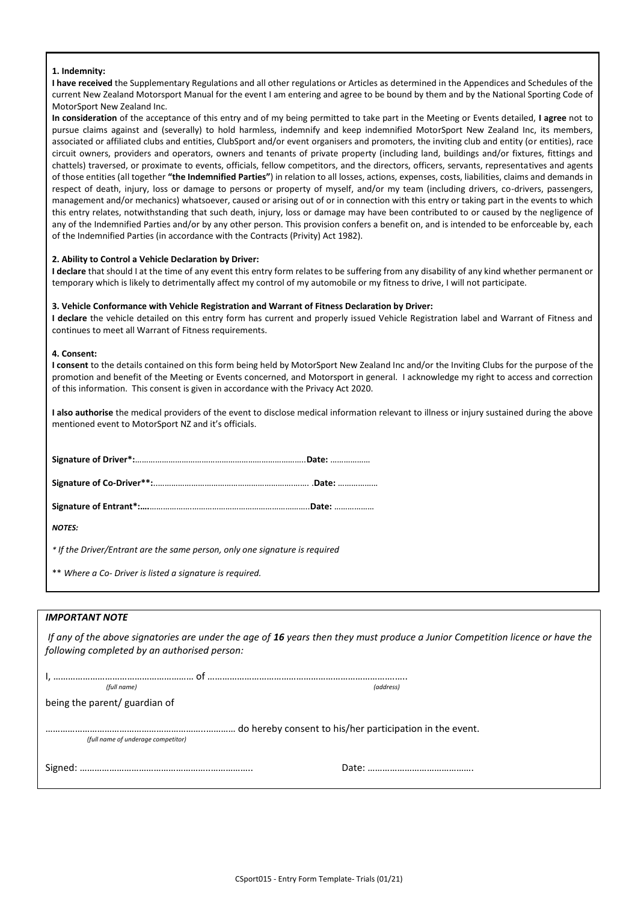**1. Indemnity:**

**I have received** the Supplementary Regulations and all other regulations or Articles as determined in the Appendices and Schedules of the current New Zealand Motorsport Manual for the event I am entering and agree to be bound by them and by the National Sporting Code of MotorSport New Zealand Inc.

**In consideration** of the acceptance of this entry and of my being permitted to take part in the Meeting or Events detailed, **I agree** not to pursue claims against and (severally) to hold harmless, indemnify and keep indemnified MotorSport New Zealand Inc, its members, associated or affiliated clubs and entities, ClubSport and/or event organisers and promoters, the inviting club and entity (or entities), race circuit owners, providers and operators, owners and tenants of private property (including land, buildings and/or fixtures, fittings and chattels) traversed, or proximate to events, officials, fellow competitors, and the directors, officers, servants, representatives and agents of those entities (all together **"the Indemnified Parties"**) in relation to all losses, actions, expenses, costs, liabilities, claims and demands in respect of death, injury, loss or damage to persons or property of myself, and/or my team (including drivers, co-drivers, passengers, management and/or mechanics) whatsoever, caused or arising out of or in connection with this entry or taking part in the events to which this entry relates, notwithstanding that such death, injury, loss or damage may have been contributed to or caused by the negligence of any of the Indemnified Parties and/or by any other person. This provision confers a benefit on, and is intended to be enforceable by, each of the Indemnified Parties (in accordance with the Contracts (Privity) Act 1982).

**2. Ability to Control a Vehicle Declaration by Driver:**

**I declare** that should I at the time of any event this entry form relates to be suffering from any disability of any kind whether permanent or temporary which is likely to detrimentally affect my control of my automobile or my fitness to drive, I will not participate.

**3. Vehicle Conformance with Vehicle Registration and Warrant of Fitness Declaration by Driver:**

**I declare** the vehicle detailed on this entry form has current and properly issued Vehicle Registration label and Warrant of Fitness and continues to meet all Warrant of Fitness requirements.

**4. Consent:**

**I consent** to the details contained on this form being held by MotorSport New Zealand Inc and/or the Inviting Clubs for the purpose of the promotion and benefit of the Meeting or Events concerned, and Motorsport in general. I acknowledge my right to access and correction of this information. This consent is given in accordance with the Privacy Act 2020.

**I also authorise** the medical providers of the event to disclose medical information relevant to illness or injury sustained during the above mentioned event to MotorSport NZ and it's officials.

**Signature of Driver*:**………………………………………………………………..**Date:** ………………

**Signature of Co-Driver**:**………………………………………………………………. .**Date:** ………………

**Signature of Entrant*:….**…………………………………………………………..**Date:** ………………

*NOTES:*

*\* If the Driver/Entrant are the same person, only one signature is required*

\*\* *Where a Co- Driver is listed a signature is required.*

***IMPORTANT NOTE***

*If any of the above signatories are under the age of **16** years then they must produce a Junior Competition licence or have the following completed by an authorised person:*

I, ………………………………………………… of ……………………………………………………………………..
*(full name)* *(address)*

being the parent/ guardian of

…………………………………………………………..………… do hereby consent to his/her participation in the event.
*(full name of underage competitor)*

Signed: …………………………………………………………..          Date: …………………………………….

CSport015 - Entry Form Template- Trials (01/21)